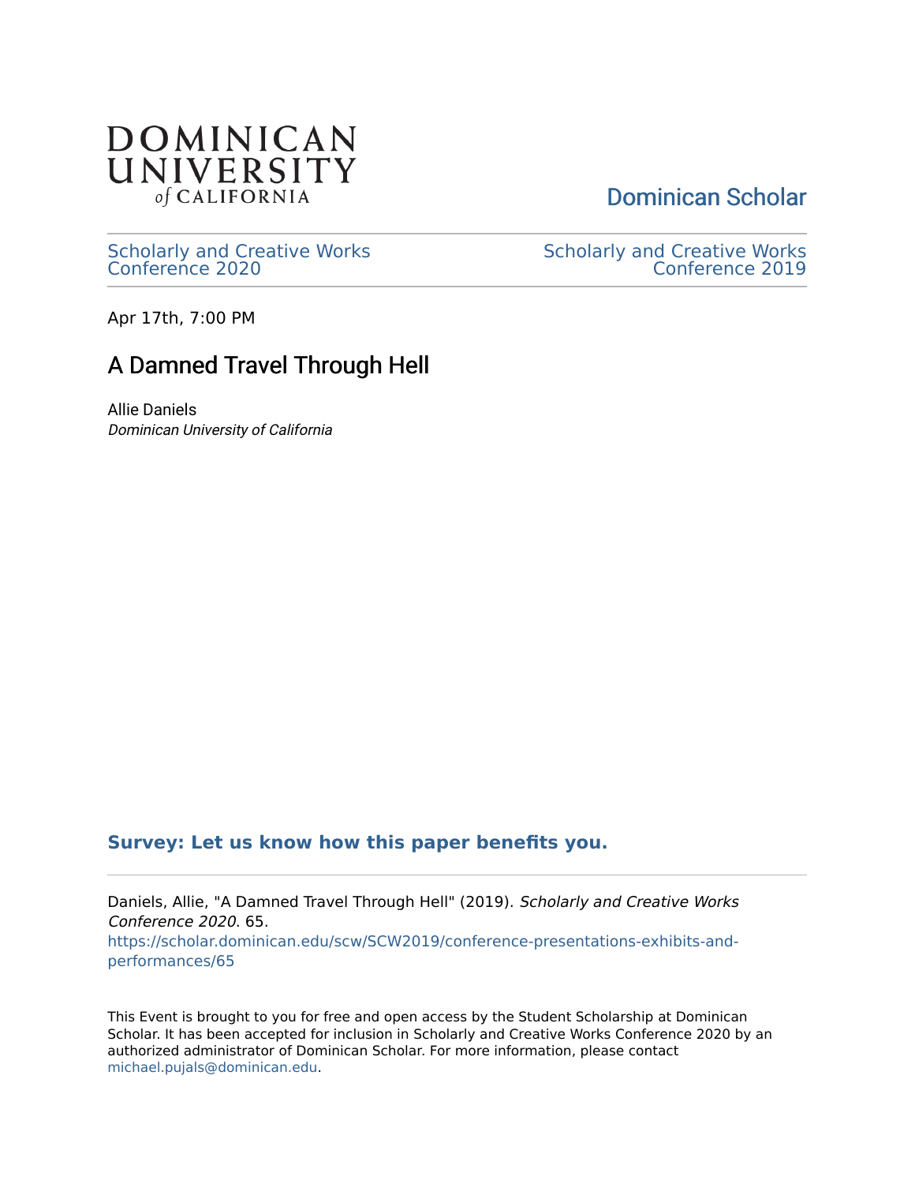DOMINICAN UNIVERSITY *of* CALIFORNIA

Dominican Scholar

Scholarly and Creative Works Conference 2020

Scholarly and Creative Works Conference 2019

Apr 17th, 7:00 PM

# A Damned Travel Through Hell

Allie Daniels
*Dominican University of California*

**Survey: Let us know how this paper benefits you.**

Daniels, Allie, "A Damned Travel Through Hell" (2019). *Scholarly and Creative Works Conference 2020*. 65.
https://scholar.dominican.edu/scw/SCW2019/conference-presentations-exhibits-and-performances/65

This Event is brought to you for free and open access by the Student Scholarship at Dominican Scholar. It has been accepted for inclusion in Scholarly and Creative Works Conference 2020 by an authorized administrator of Dominican Scholar. For more information, please contact michael.pujals@dominican.edu.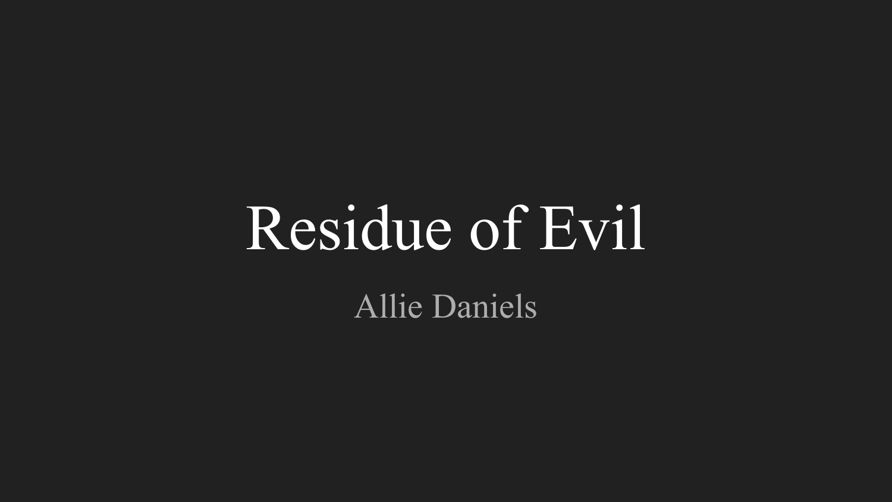# Residue of Evil

Allie Daniels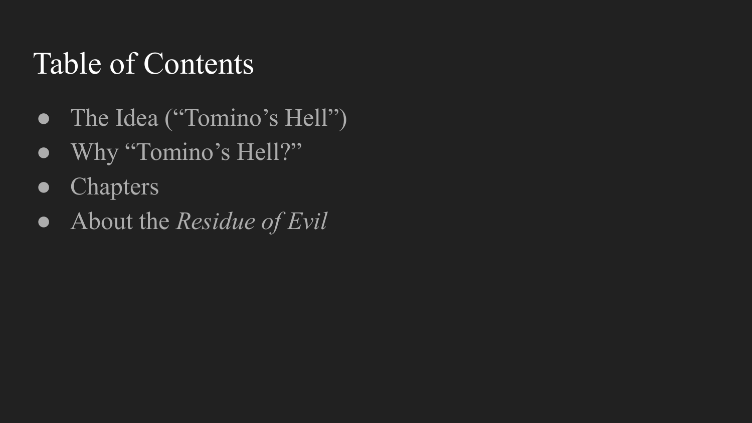# Table of Contents

- The Idea (“Tomino’s Hell”)
- Why “Tomino’s Hell?”
- Chapters
- About the *Residue of Evil*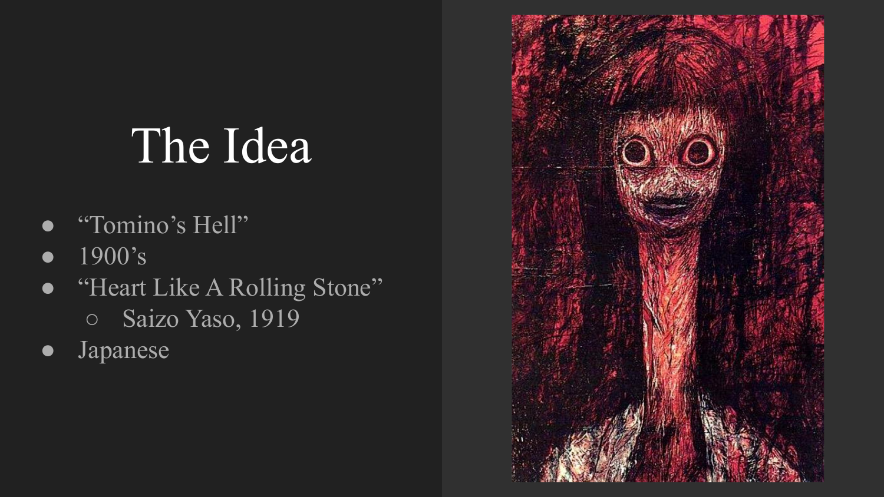# The Idea

- “Tomino’s Hell”
- 1900’s
- “Heart Like A Rolling Stone”
    - Saizo Yaso, 1919
- Japanese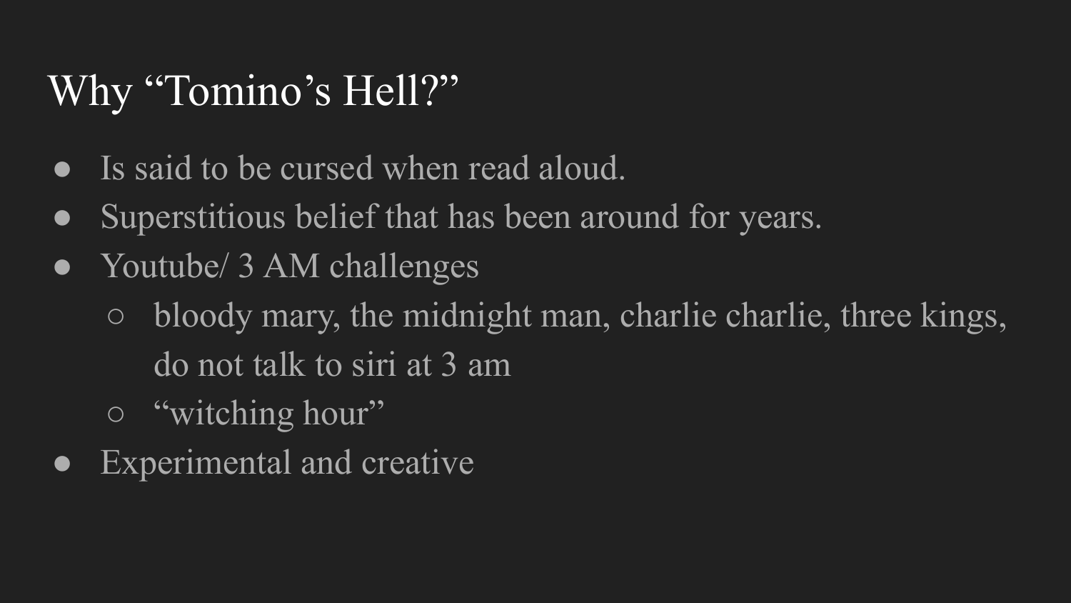# Why "Tomino's Hell?"

- Is said to be cursed when read aloud.
- Superstitious belief that has been around for years.
- Youtube/ 3 AM challenges
  - bloody mary, the midnight man, charlie charlie, three kings, do not talk to siri at 3 am
  - "witching hour"
- Experimental and creative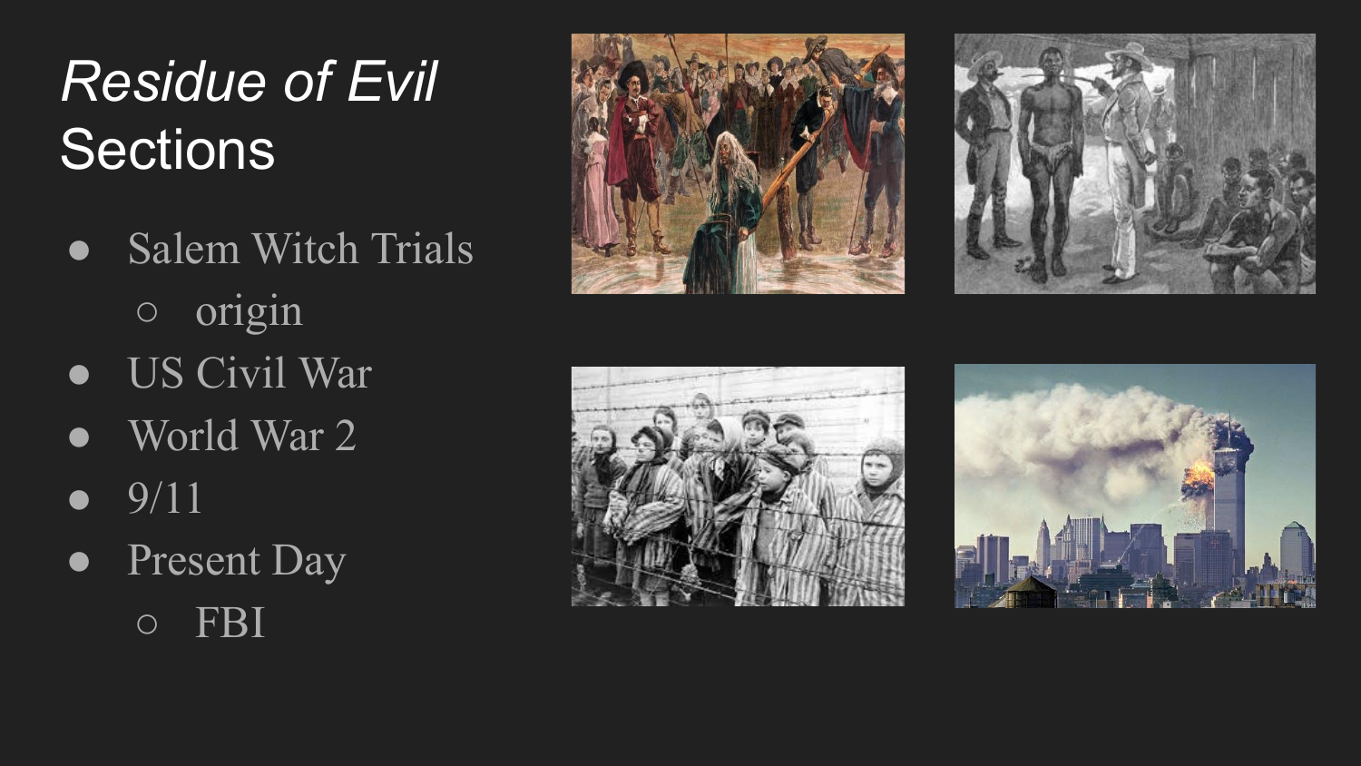# *Residue of Evil* Sections

- Salem Witch Trials
  - origin
- US Civil War
- World War 2
- 9/11
- Present Day
  - FBI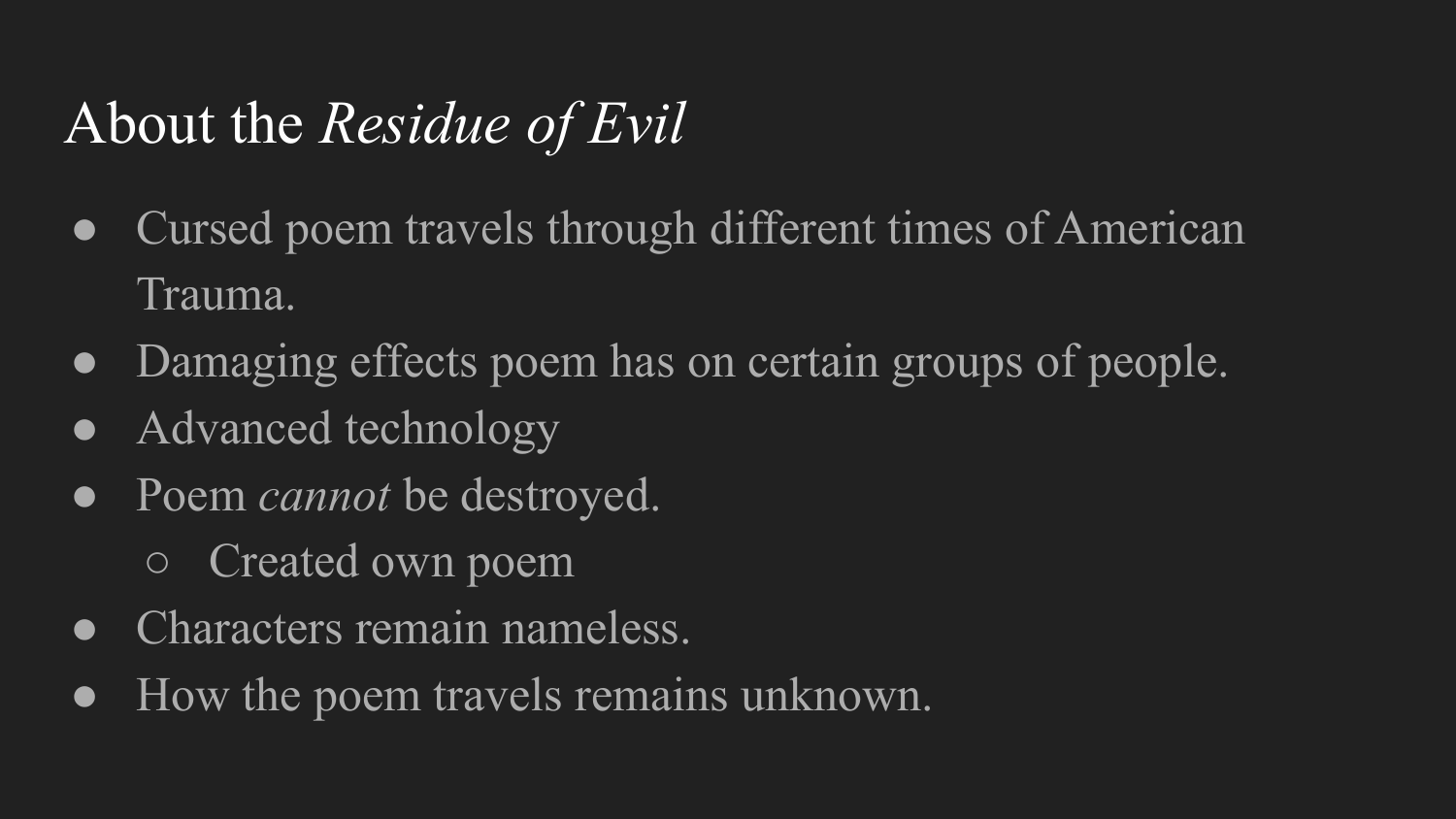# About the *Residue of Evil*

- Cursed poem travels through different times of American Trauma.
- Damaging effects poem has on certain groups of people.
- Advanced technology
- Poem *cannot* be destroyed.
  - Created own poem
- Characters remain nameless.
- How the poem travels remains unknown.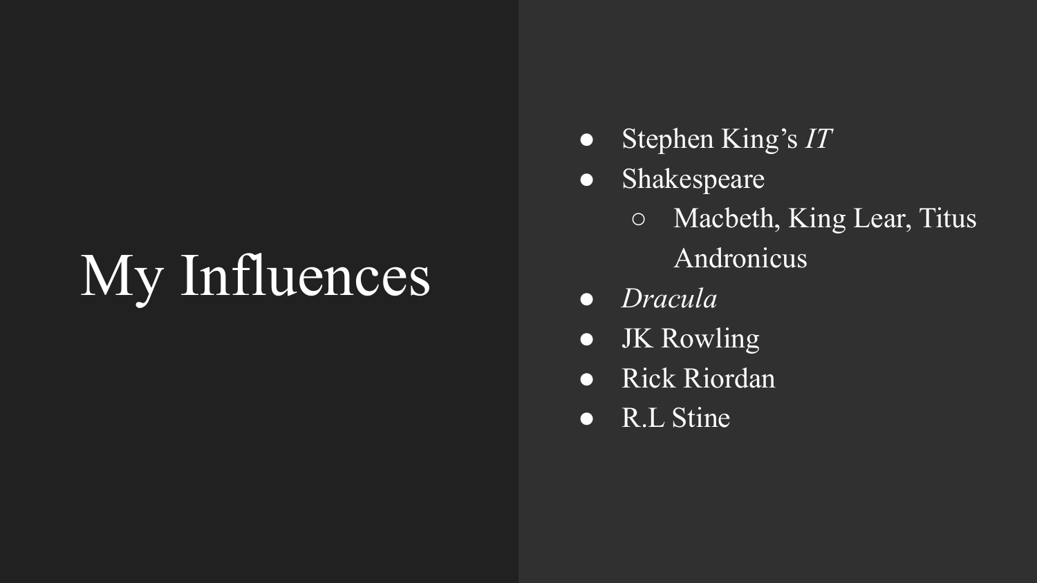# My Influences

- Stephen King's *IT*
- Shakespeare
  - Macbeth, King Lear, Titus Andronicus
- *Dracula*
- JK Rowling
- Rick Riordan
- R.L Stine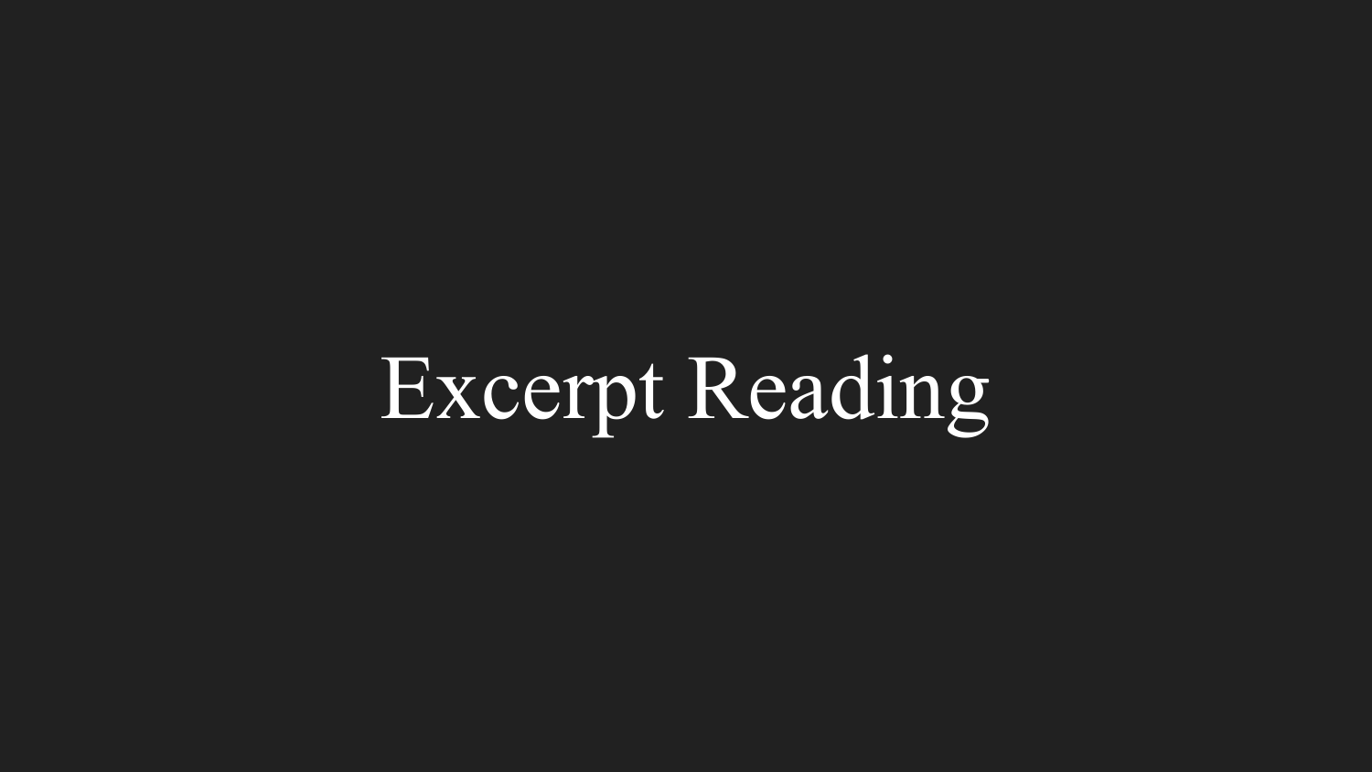# Excerpt Reading